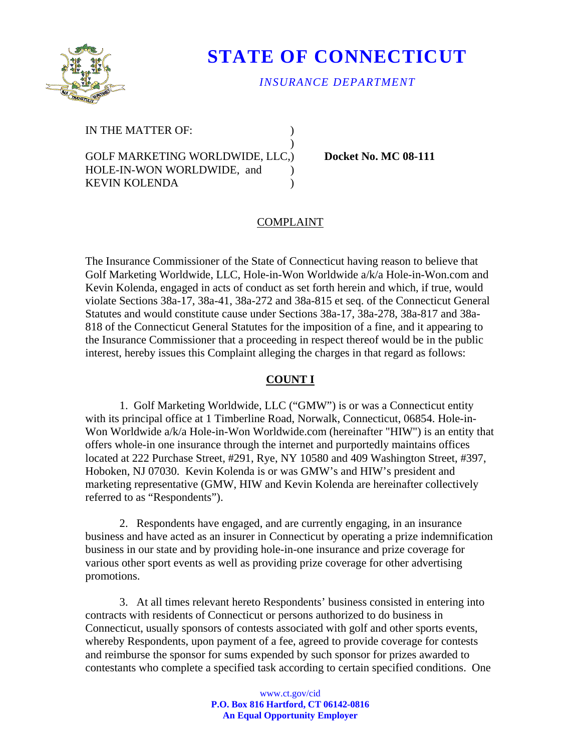# STATE OF CONNECTICUT

*INSURANCE DEPARTMENT*

IN THE MATTER OF: )
)
GOLF MARKETING WORLDWIDE, LLC,) **Docket No. MC 08-111**
HOLE-IN-WON WORLDWIDE, and )
KEVIN KOLENDA )

## COMPLAINT

The Insurance Commissioner of the State of Connecticut having reason to believe that Golf Marketing Worldwide, LLC, Hole-in-Won Worldwide a/k/a Hole-in-Won.com and Kevin Kolenda, engaged in acts of conduct as set forth herein and which, if true, would violate Sections 38a-17, 38a-41, 38a-272 and 38a-815 et seq. of the Connecticut General Statutes and would constitute cause under Sections 38a-17, 38a-278, 38a-817 and 38a-818 of the Connecticut General Statutes for the imposition of a fine, and it appearing to the Insurance Commissioner that a proceeding in respect thereof would be in the public interest, hereby issues this Complaint alleging the charges in that regard as follows:

## COUNT I

1. Golf Marketing Worldwide, LLC ("GMW") is or was a Connecticut entity with its principal office at 1 Timberline Road, Norwalk, Connecticut, 06854. Hole-in-Won Worldwide a/k/a Hole-in-Won Worldwide.com (hereinafter "HIW") is an entity that offers whole-in one insurance through the internet and purportedly maintains offices located at 222 Purchase Street, #291, Rye, NY 10580 and 409 Washington Street, #397, Hoboken, NJ 07030. Kevin Kolenda is or was GMW's and HIW's president and marketing representative (GMW, HIW and Kevin Kolenda are hereinafter collectively referred to as "Respondents").

2. Respondents have engaged, and are currently engaging, in an insurance business and have acted as an insurer in Connecticut by operating a prize indemnification business in our state and by providing hole-in-one insurance and prize coverage for various other sport events as well as providing prize coverage for other advertising promotions.

3. At all times relevant hereto Respondents' business consisted in entering into contracts with residents of Connecticut or persons authorized to do business in Connecticut, usually sponsors of contests associated with golf and other sports events, whereby Respondents, upon payment of a fee, agreed to provide coverage for contests and reimburse the sponsor for sums expended by such sponsor for prizes awarded to contestants who complete a specified task according to certain specified conditions. One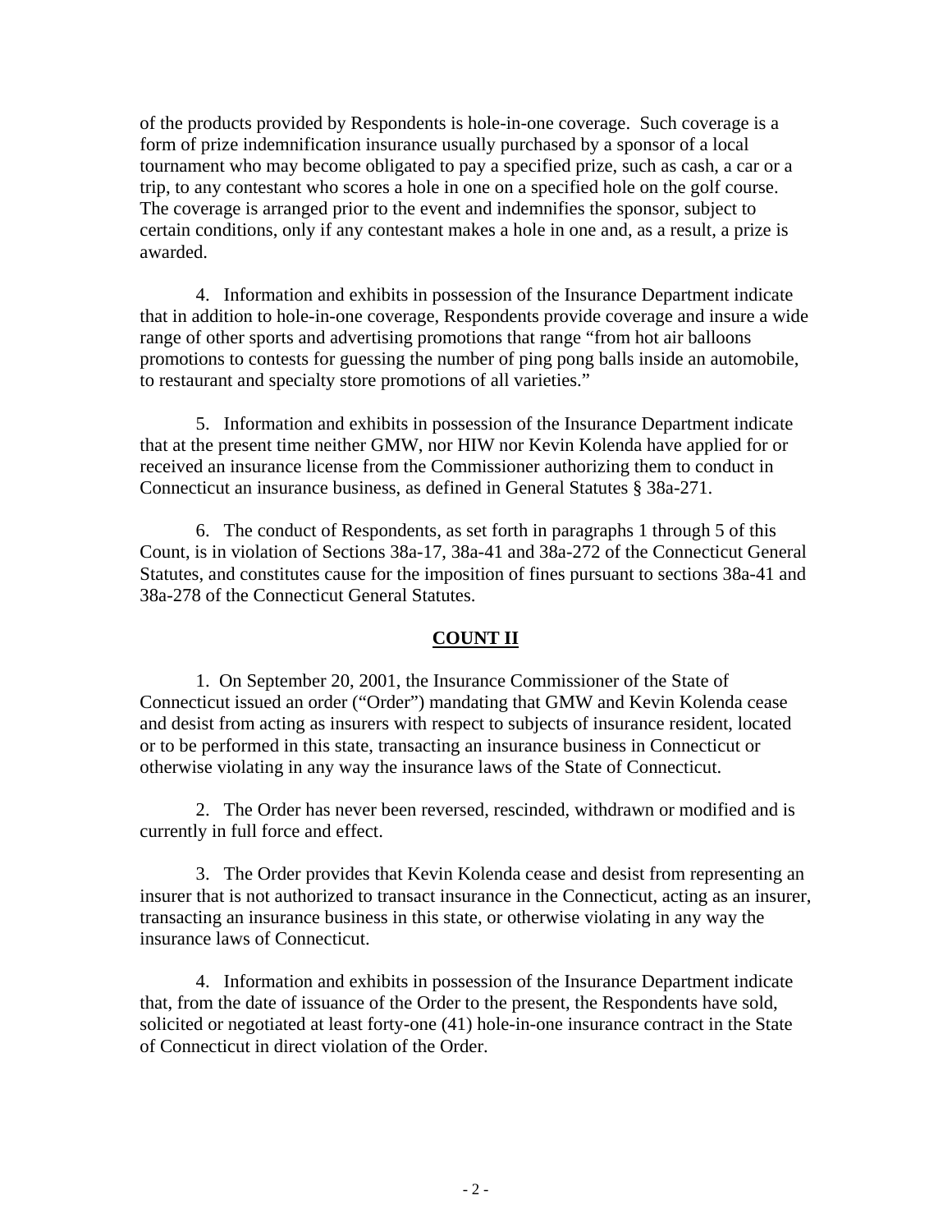of the products provided by Respondents is hole-in-one coverage. Such coverage is a form of prize indemnification insurance usually purchased by a sponsor of a local tournament who may become obligated to pay a specified prize, such as cash, a car or a trip, to any contestant who scores a hole in one on a specified hole on the golf course. The coverage is arranged prior to the event and indemnifies the sponsor, subject to certain conditions, only if any contestant makes a hole in one and, as a result, a prize is awarded.

4. Information and exhibits in possession of the Insurance Department indicate that in addition to hole-in-one coverage, Respondents provide coverage and insure a wide range of other sports and advertising promotions that range "from hot air balloons promotions to contests for guessing the number of ping pong balls inside an automobile, to restaurant and specialty store promotions of all varieties."

5. Information and exhibits in possession of the Insurance Department indicate that at the present time neither GMW, nor HIW nor Kevin Kolenda have applied for or received an insurance license from the Commissioner authorizing them to conduct in Connecticut an insurance business, as defined in General Statutes § 38a-271.

6. The conduct of Respondents, as set forth in paragraphs 1 through 5 of this Count, is in violation of Sections 38a-17, 38a-41 and 38a-272 of the Connecticut General Statutes, and constitutes cause for the imposition of fines pursuant to sections 38a-41 and 38a-278 of the Connecticut General Statutes.

## **COUNT II**

1. On September 20, 2001, the Insurance Commissioner of the State of Connecticut issued an order ("Order") mandating that GMW and Kevin Kolenda cease and desist from acting as insurers with respect to subjects of insurance resident, located or to be performed in this state, transacting an insurance business in Connecticut or otherwise violating in any way the insurance laws of the State of Connecticut.

2. The Order has never been reversed, rescinded, withdrawn or modified and is currently in full force and effect.

3. The Order provides that Kevin Kolenda cease and desist from representing an insurer that is not authorized to transact insurance in the Connecticut, acting as an insurer, transacting an insurance business in this state, or otherwise violating in any way the insurance laws of Connecticut.

4. Information and exhibits in possession of the Insurance Department indicate that, from the date of issuance of the Order to the present, the Respondents have sold, solicited or negotiated at least forty-one (41) hole-in-one insurance contract in the State of Connecticut in direct violation of the Order.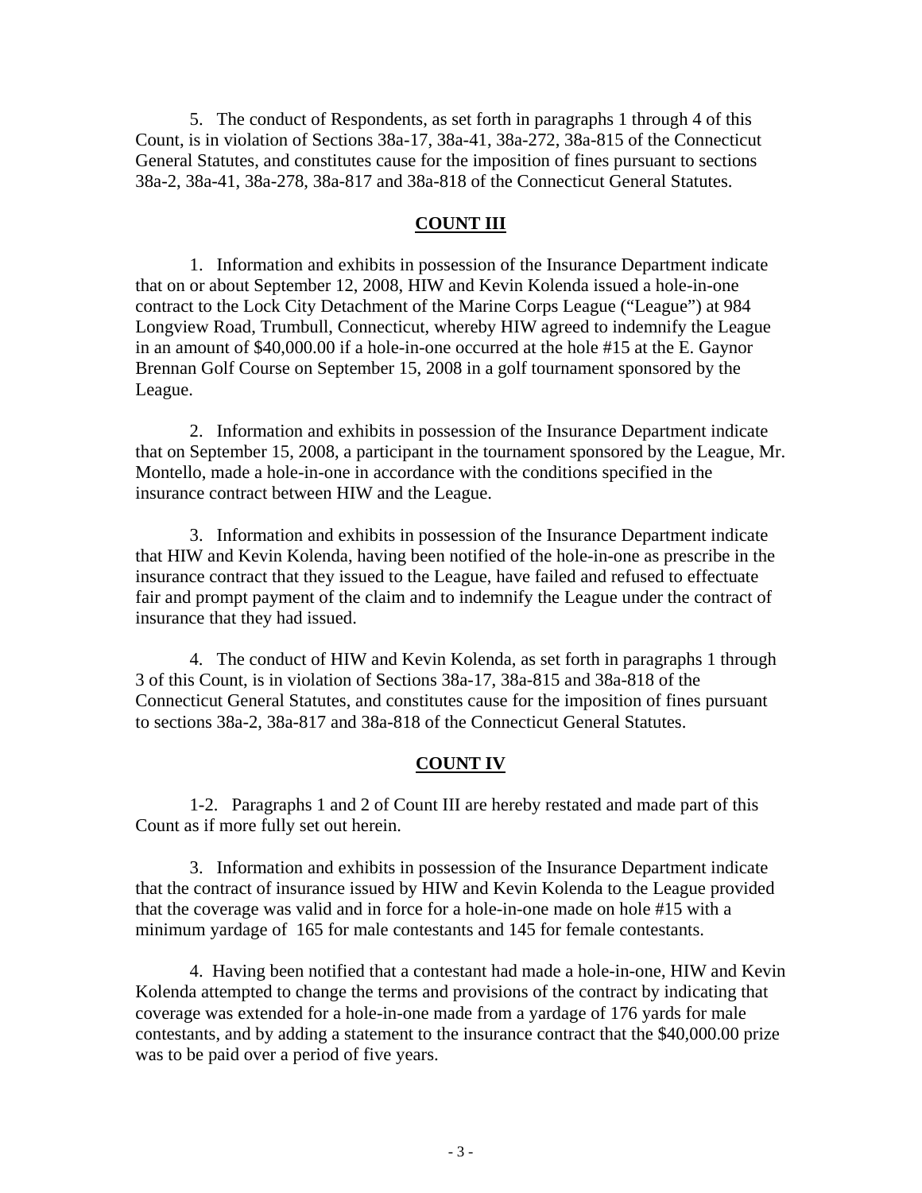5. The conduct of Respondents, as set forth in paragraphs 1 through 4 of this Count, is in violation of Sections 38a-17, 38a-41, 38a-272, 38a-815 of the Connecticut General Statutes, and constitutes cause for the imposition of fines pursuant to sections 38a-2, 38a-41, 38a-278, 38a-817 and 38a-818 of the Connecticut General Statutes.

## COUNT III

1. Information and exhibits in possession of the Insurance Department indicate that on or about September 12, 2008, HIW and Kevin Kolenda issued a hole-in-one contract to the Lock City Detachment of the Marine Corps League ("League") at 984 Longview Road, Trumbull, Connecticut, whereby HIW agreed to indemnify the League in an amount of $40,000.00 if a hole-in-one occurred at the hole #15 at the E. Gaynor Brennan Golf Course on September 15, 2008 in a golf tournament sponsored by the League.

2. Information and exhibits in possession of the Insurance Department indicate that on September 15, 2008, a participant in the tournament sponsored by the League, Mr. Montello, made a hole-in-one in accordance with the conditions specified in the insurance contract between HIW and the League.

3. Information and exhibits in possession of the Insurance Department indicate that HIW and Kevin Kolenda, having been notified of the hole-in-one as prescribe in the insurance contract that they issued to the League, have failed and refused to effectuate fair and prompt payment of the claim and to indemnify the League under the contract of insurance that they had issued.

4. The conduct of HIW and Kevin Kolenda, as set forth in paragraphs 1 through 3 of this Count, is in violation of Sections 38a-17, 38a-815 and 38a-818 of the Connecticut General Statutes, and constitutes cause for the imposition of fines pursuant to sections 38a-2, 38a-817 and 38a-818 of the Connecticut General Statutes.

## COUNT IV

1-2. Paragraphs 1 and 2 of Count III are hereby restated and made part of this Count as if more fully set out herein.

3. Information and exhibits in possession of the Insurance Department indicate that the contract of insurance issued by HIW and Kevin Kolenda to the League provided that the coverage was valid and in force for a hole-in-one made on hole #15 with a minimum yardage of 165 for male contestants and 145 for female contestants.

4. Having been notified that a contestant had made a hole-in-one, HIW and Kevin Kolenda attempted to change the terms and provisions of the contract by indicating that coverage was extended for a hole-in-one made from a yardage of 176 yards for male contestants, and by adding a statement to the insurance contract that the $40,000.00 prize was to be paid over a period of five years.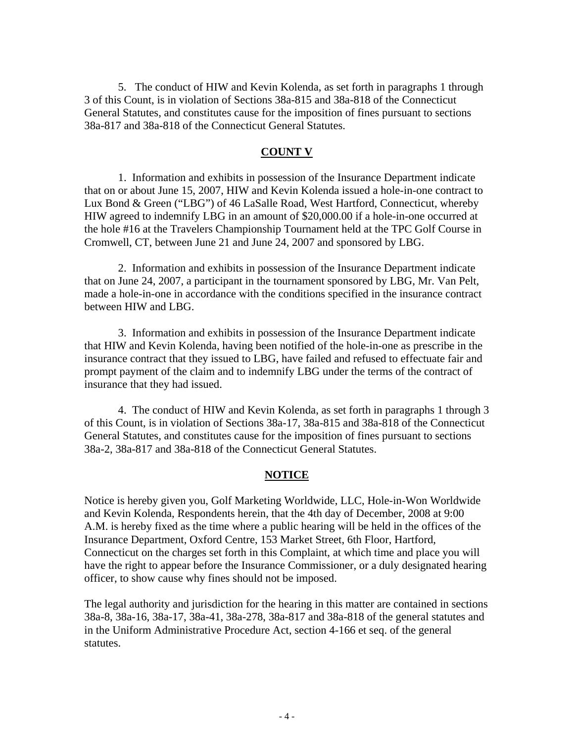5. The conduct of HIW and Kevin Kolenda, as set forth in paragraphs 1 through 3 of this Count, is in violation of Sections 38a-815 and 38a-818 of the Connecticut General Statutes, and constitutes cause for the imposition of fines pursuant to sections 38a-817 and 38a-818 of the Connecticut General Statutes.

## COUNT V

1. Information and exhibits in possession of the Insurance Department indicate that on or about June 15, 2007, HIW and Kevin Kolenda issued a hole-in-one contract to Lux Bond & Green ("LBG") of 46 LaSalle Road, West Hartford, Connecticut, whereby HIW agreed to indemnify LBG in an amount of $20,000.00 if a hole-in-one occurred at the hole #16 at the Travelers Championship Tournament held at the TPC Golf Course in Cromwell, CT, between June 21 and June 24, 2007 and sponsored by LBG.

2. Information and exhibits in possession of the Insurance Department indicate that on June 24, 2007, a participant in the tournament sponsored by LBG, Mr. Van Pelt, made a hole-in-one in accordance with the conditions specified in the insurance contract between HIW and LBG.

3. Information and exhibits in possession of the Insurance Department indicate that HIW and Kevin Kolenda, having been notified of the hole-in-one as prescribe in the insurance contract that they issued to LBG, have failed and refused to effectuate fair and prompt payment of the claim and to indemnify LBG under the terms of the contract of insurance that they had issued.

4. The conduct of HIW and Kevin Kolenda, as set forth in paragraphs 1 through 3 of this Count, is in violation of Sections 38a-17, 38a-815 and 38a-818 of the Connecticut General Statutes, and constitutes cause for the imposition of fines pursuant to sections 38a-2, 38a-817 and 38a-818 of the Connecticut General Statutes.

## NOTICE

Notice is hereby given you, Golf Marketing Worldwide, LLC, Hole-in-Won Worldwide and Kevin Kolenda, Respondents herein, that the 4th day of December, 2008 at 9:00 A.M. is hereby fixed as the time where a public hearing will be held in the offices of the Insurance Department, Oxford Centre, 153 Market Street, 6th Floor, Hartford, Connecticut on the charges set forth in this Complaint, at which time and place you will have the right to appear before the Insurance Commissioner, or a duly designated hearing officer, to show cause why fines should not be imposed.

The legal authority and jurisdiction for the hearing in this matter are contained in sections 38a-8, 38a-16, 38a-17, 38a-41, 38a-278, 38a-817 and 38a-818 of the general statutes and in the Uniform Administrative Procedure Act, section 4-166 et seq. of the general statutes.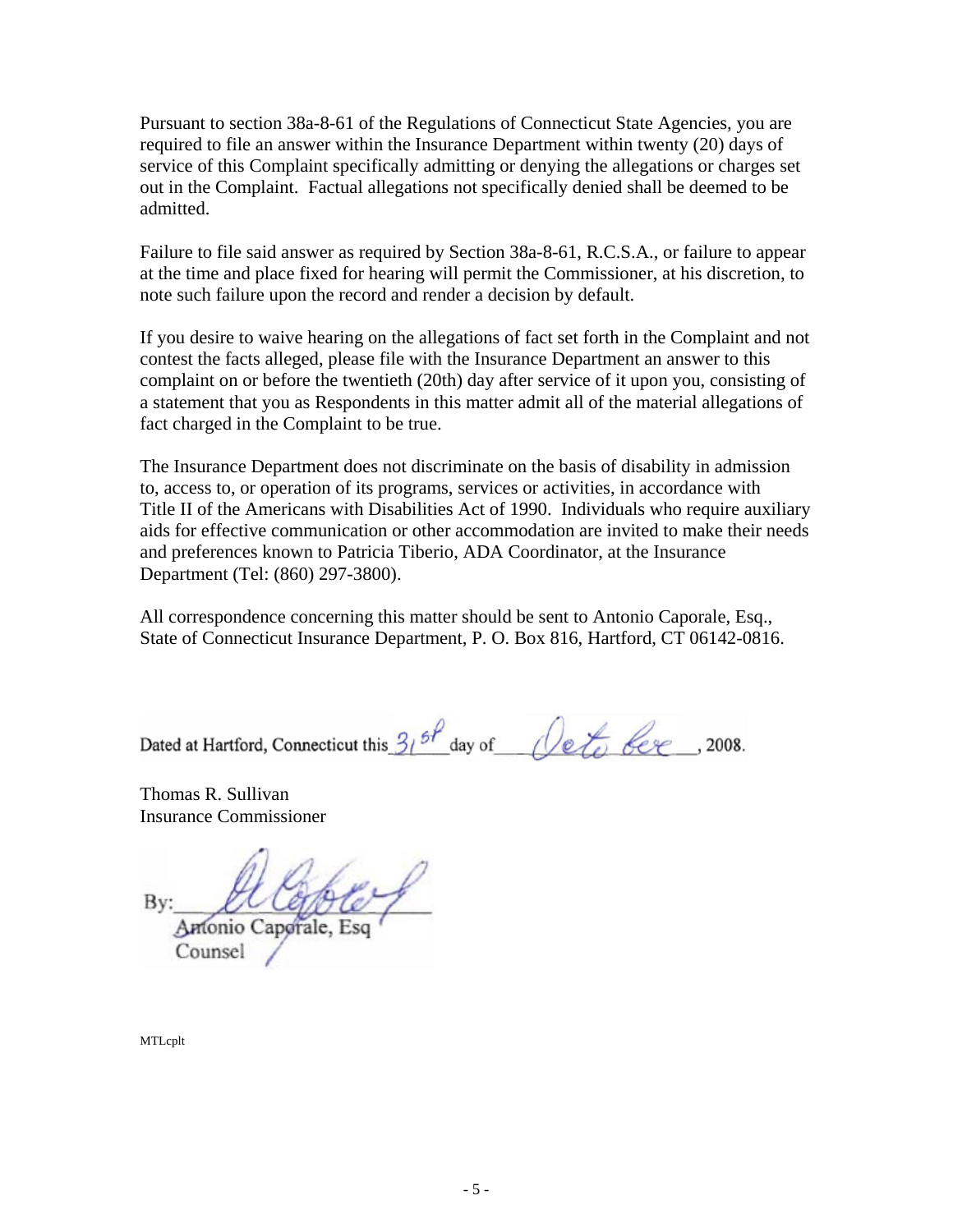Pursuant to section 38a-8-61 of the Regulations of Connecticut State Agencies, you are required to file an answer within the Insurance Department within twenty (20) days of service of this Complaint specifically admitting or denying the allegations or charges set out in the Complaint. Factual allegations not specifically denied shall be deemed to be admitted.

Failure to file said answer as required by Section 38a-8-61, R.C.S.A., or failure to appear at the time and place fixed for hearing will permit the Commissioner, at his discretion, to note such failure upon the record and render a decision by default.

If you desire to waive hearing on the allegations of fact set forth in the Complaint and not contest the facts alleged, please file with the Insurance Department an answer to this complaint on or before the twentieth (20th) day after service of it upon you, consisting of a statement that you as Respondents in this matter admit all of the material allegations of fact charged in the Complaint to be true.

The Insurance Department does not discriminate on the basis of disability in admission to, access to, or operation of its programs, services or activities, in accordance with Title II of the Americans with Disabilities Act of 1990. Individuals who require auxiliary aids for effective communication or other accommodation are invited to make their needs and preferences known to Patricia Tiberio, ADA Coordinator, at the Insurance Department (Tel: (860) 297-3800).

All correspondence concerning this matter should be sent to Antonio Caporale, Esq., State of Connecticut Insurance Department, P. O. Box 816, Hartford, CT 06142-0816.

Dated at Hartford, Connecticut this 31st day of October, 2008.

Thomas R. Sullivan
Insurance Commissioner

By: ______________________
Antonio Caporale, Esq
Counsel

MTLcplt